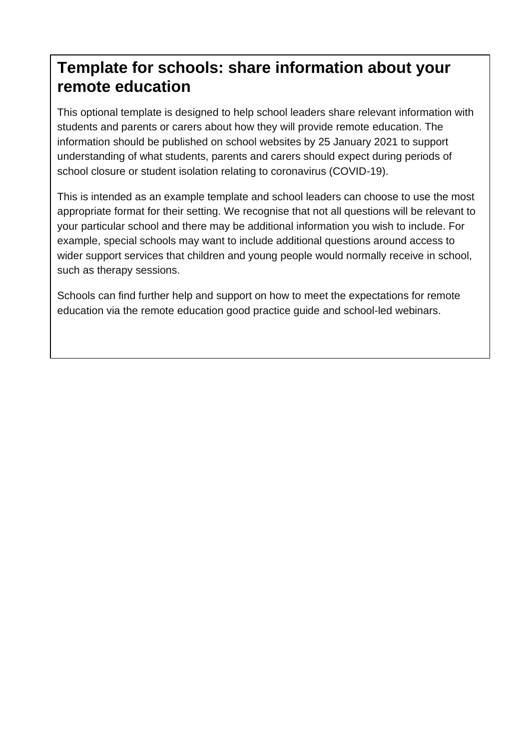# Template for schools: share information about your remote education

This optional template is designed to help school leaders share relevant information with students and parents or carers about how they will provide remote education. The information should be published on school websites by 25 January 2021 to support understanding of what students, parents and carers should expect during periods of school closure or student isolation relating to coronavirus (COVID-19).

This is intended as an example template and school leaders can choose to use the most appropriate format for their setting. We recognise that not all questions will be relevant to your particular school and there may be additional information you wish to include. For example, special schools may want to include additional questions around access to wider support services that children and young people would normally receive in school, such as therapy sessions.

Schools can find further help and support on how to meet the expectations for remote education via the remote education good practice guide and school-led webinars.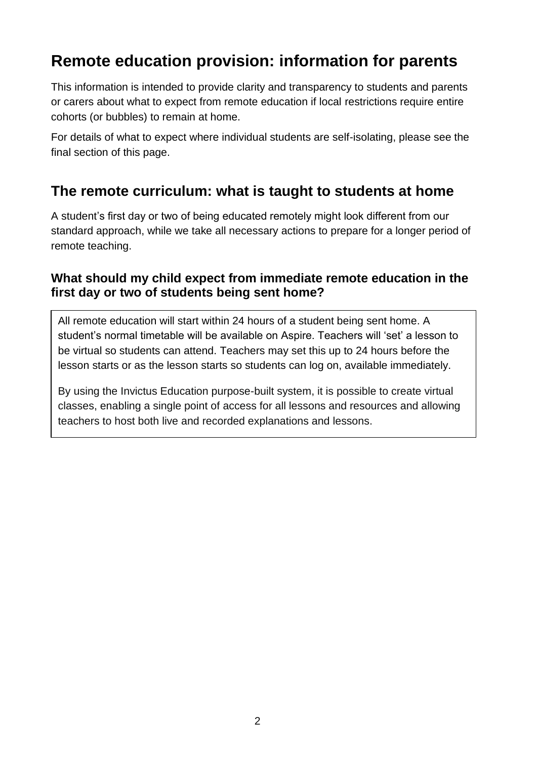# Remote education provision: information for parents

This information is intended to provide clarity and transparency to students and parents or carers about what to expect from remote education if local restrictions require entire cohorts (or bubbles) to remain at home.

For details of what to expect where individual students are self-isolating, please see the final section of this page.

## The remote curriculum: what is taught to students at home

A student's first day or two of being educated remotely might look different from our standard approach, while we take all necessary actions to prepare for a longer period of remote teaching.

### What should my child expect from immediate remote education in the first day or two of students being sent home?

All remote education will start within 24 hours of a student being sent home. A student's normal timetable will be available on Aspire. Teachers will 'set' a lesson to be virtual so students can attend. Teachers may set this up to 24 hours before the lesson starts or as the lesson starts so students can log on, available immediately.

By using the Invictus Education purpose-built system, it is possible to create virtual classes, enabling a single point of access for all lessons and resources and allowing teachers to host both live and recorded explanations and lessons.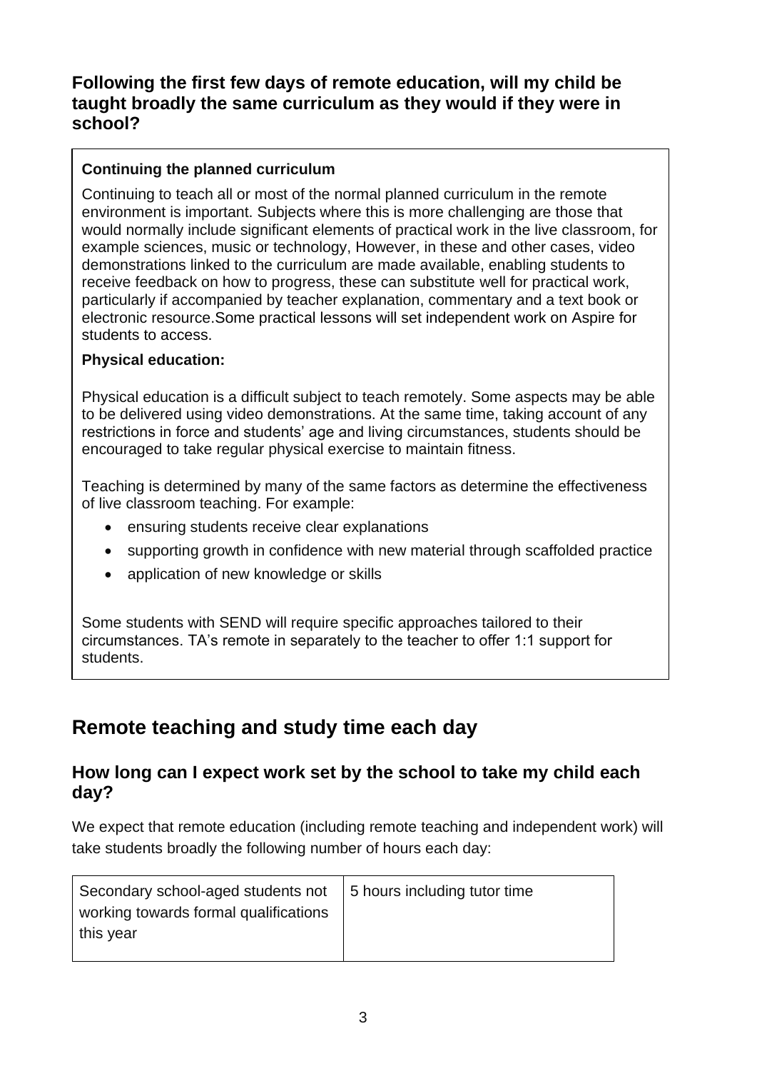### Following the first few days of remote education, will my child be taught broadly the same curriculum as they would if they were in school?

**Continuing the planned curriculum**

Continuing to teach all or most of the normal planned curriculum in the remote environment is important. Subjects where this is more challenging are those that would normally include significant elements of practical work in the live classroom, for example sciences, music or technology, However, in these and other cases, video demonstrations linked to the curriculum are made available, enabling students to receive feedback on how to progress, these can substitute well for practical work, particularly if accompanied by teacher explanation, commentary and a text book or electronic resource.Some practical lessons will set independent work on Aspire for students to access.

**Physical education:**

Physical education is a difficult subject to teach remotely. Some aspects may be able to be delivered using video demonstrations. At the same time, taking account of any restrictions in force and students' age and living circumstances, students should be encouraged to take regular physical exercise to maintain fitness.

Teaching is determined by many of the same factors as determine the effectiveness of live classroom teaching. For example:

- ensuring students receive clear explanations
- supporting growth in confidence with new material through scaffolded practice
- application of new knowledge or skills

Some students with SEND will require specific approaches tailored to their circumstances. TA's remote in separately to the teacher to offer 1:1 support for students.

## Remote teaching and study time each day

### How long can I expect work set by the school to take my child each day?

We expect that remote education (including remote teaching and independent work) will take students broadly the following number of hours each day:

| | |
|---|---|
| Secondary school-aged students not working towards formal qualifications this year | 5 hours including tutor time |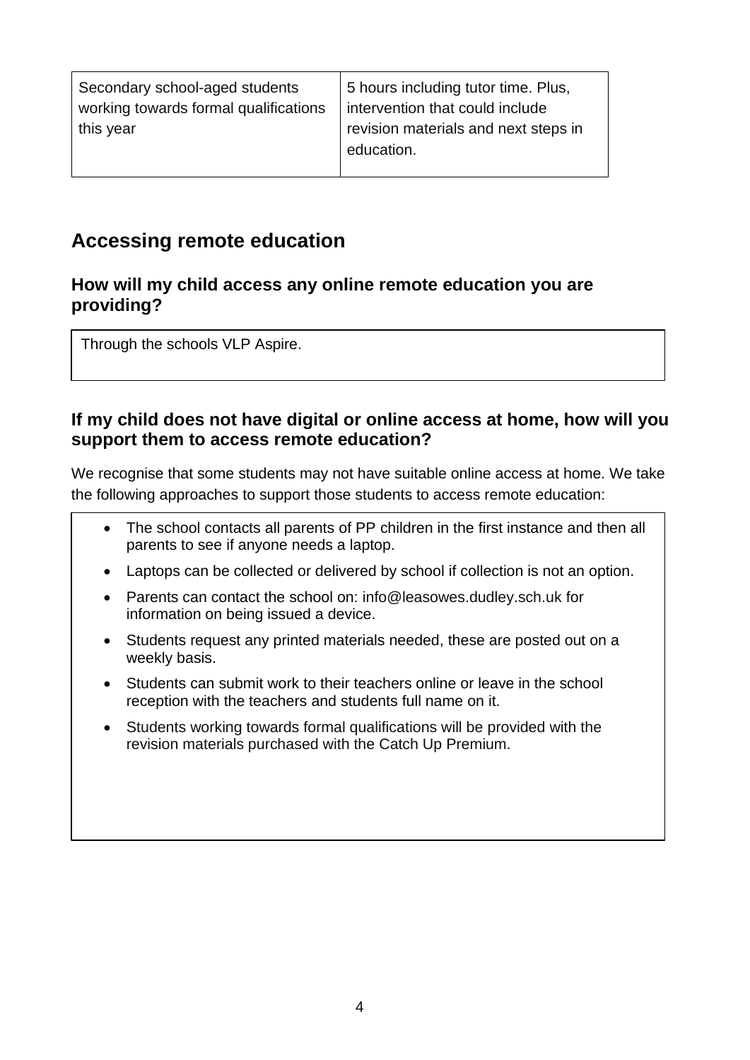| Secondary school-aged students working towards formal qualifications this year | 5 hours including tutor time. Plus, intervention that could include revision materials and next steps in education. |
|---|---|

## Accessing remote education

### How will my child access any online remote education you are providing?

Through the schools VLP Aspire.

### If my child does not have digital or online access at home, how will you support them to access remote education?

We recognise that some students may not have suitable online access at home. We take the following approaches to support those students to access remote education:

- The school contacts all parents of PP children in the first instance and then all parents to see if anyone needs a laptop.
- Laptops can be collected or delivered by school if collection is not an option.
- Parents can contact the school on: info@leasowes.dudley.sch.uk for information on being issued a device.
- Students request any printed materials needed, these are posted out on a weekly basis.
- Students can submit work to their teachers online or leave in the school reception with the teachers and students full name on it.
- Students working towards formal qualifications will be provided with the revision materials purchased with the Catch Up Premium.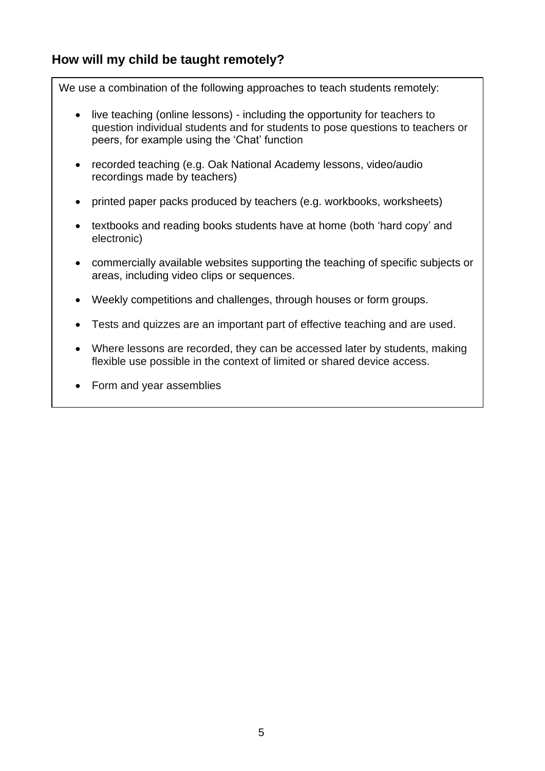## How will my child be taught remotely?

We use a combination of the following approaches to teach students remotely:

- live teaching (online lessons) - including the opportunity for teachers to question individual students and for students to pose questions to teachers or peers, for example using the 'Chat' function
- recorded teaching (e.g. Oak National Academy lessons, video/audio recordings made by teachers)
- printed paper packs produced by teachers (e.g. workbooks, worksheets)
- textbooks and reading books students have at home (both 'hard copy' and electronic)
- commercially available websites supporting the teaching of specific subjects or areas, including video clips or sequences.
- Weekly competitions and challenges, through houses or form groups.
- Tests and quizzes are an important part of effective teaching and are used.
- Where lessons are recorded, they can be accessed later by students, making flexible use possible in the context of limited or shared device access.
- Form and year assemblies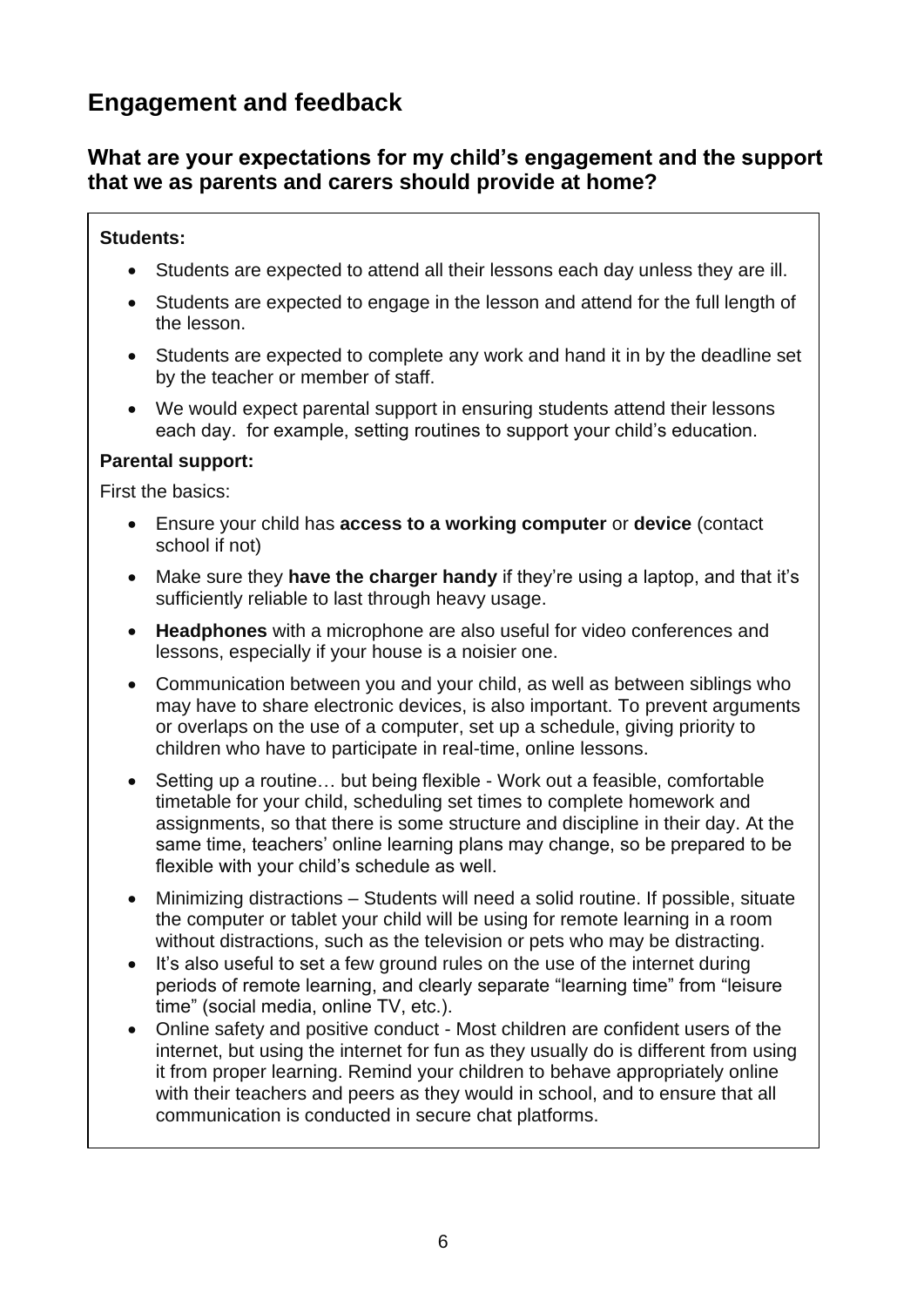## Engagement and feedback

### What are your expectations for my child's engagement and the support that we as parents and carers should provide at home?

**Students:**

- Students are expected to attend all their lessons each day unless they are ill.
- Students are expected to engage in the lesson and attend for the full length of the lesson.
- Students are expected to complete any work and hand it in by the deadline set by the teacher or member of staff.
- We would expect parental support in ensuring students attend their lessons each day.  for example, setting routines to support your child's education.

**Parental support:**

First the basics:

- Ensure your child has **access to a working computer** or **device** (contact school if not)
- Make sure they **have the charger handy** if they're using a laptop, and that it's sufficiently reliable to last through heavy usage.
- **Headphones** with a microphone are also useful for video conferences and lessons, especially if your house is a noisier one.
- Communication between you and your child, as well as between siblings who may have to share electronic devices, is also important. To prevent arguments or overlaps on the use of a computer, set up a schedule, giving priority to children who have to participate in real-time, online lessons.
- Setting up a routine… but being flexible - Work out a feasible, comfortable timetable for your child, scheduling set times to complete homework and assignments, so that there is some structure and discipline in their day. At the same time, teachers' online learning plans may change, so be prepared to be flexible with your child's schedule as well.
- Minimizing distractions – Students will need a solid routine. If possible, situate the computer or tablet your child will be using for remote learning in a room without distractions, such as the television or pets who may be distracting.
- It's also useful to set a few ground rules on the use of the internet during periods of remote learning, and clearly separate "learning time" from "leisure time" (social media, online TV, etc.).
- Online safety and positive conduct - Most children are confident users of the internet, but using the internet for fun as they usually do is different from using it from proper learning. Remind your children to behave appropriately online with their teachers and peers as they would in school, and to ensure that all communication is conducted in secure chat platforms.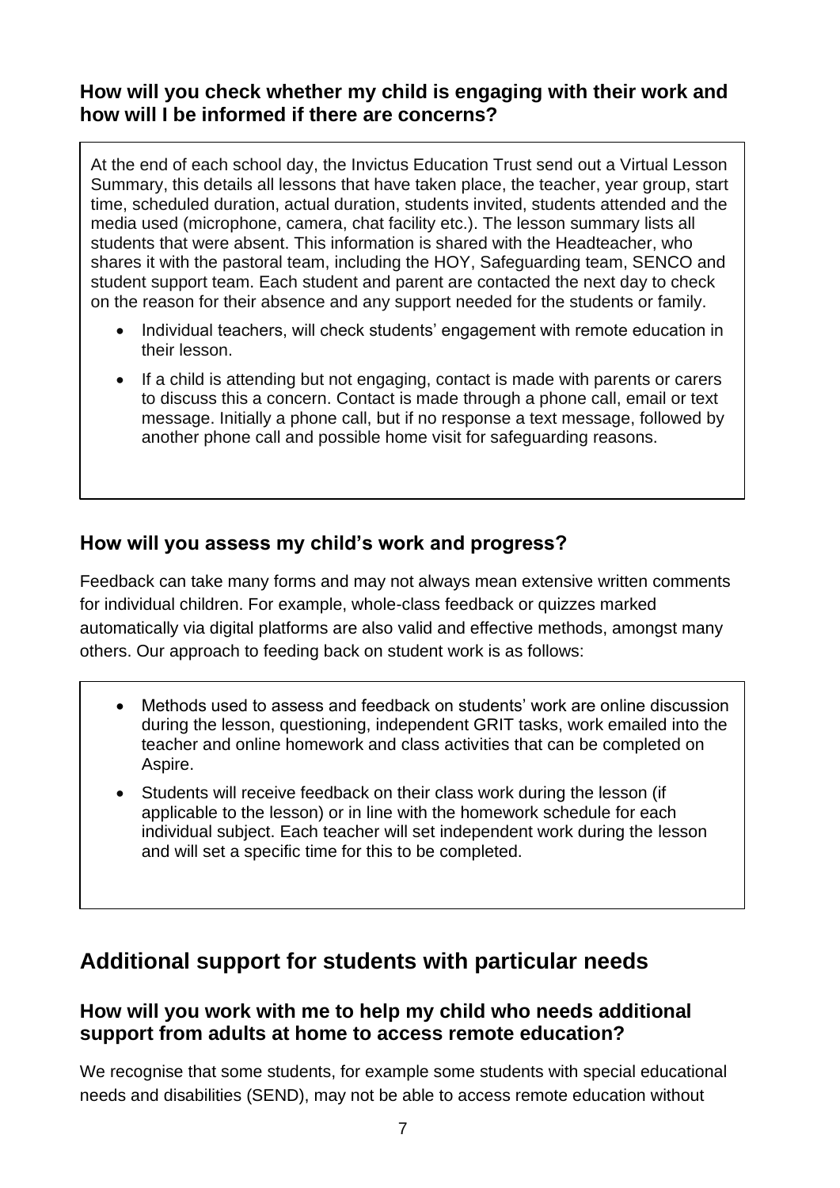### How will you check whether my child is engaging with their work and how will I be informed if there are concerns?

At the end of each school day, the Invictus Education Trust send out a Virtual Lesson Summary, this details all lessons that have taken place, the teacher, year group, start time, scheduled duration, actual duration, students invited, students attended and the media used (microphone, camera, chat facility etc.). The lesson summary lists all students that were absent. This information is shared with the Headteacher, who shares it with the pastoral team, including the HOY, Safeguarding team, SENCO and student support team. Each student and parent are contacted the next day to check on the reason for their absence and any support needed for the students or family.

- Individual teachers, will check students' engagement with remote education in their lesson.
- If a child is attending but not engaging, contact is made with parents or carers to discuss this a concern. Contact is made through a phone call, email or text message. Initially a phone call, but if no response a text message, followed by another phone call and possible home visit for safeguarding reasons.

### How will you assess my child's work and progress?

Feedback can take many forms and may not always mean extensive written comments for individual children. For example, whole-class feedback or quizzes marked automatically via digital platforms are also valid and effective methods, amongst many others. Our approach to feeding back on student work is as follows:

- Methods used to assess and feedback on students' work are online discussion during the lesson, questioning, independent GRIT tasks, work emailed into the teacher and online homework and class activities that can be completed on Aspire.
- Students will receive feedback on their class work during the lesson (if applicable to the lesson) or in line with the homework schedule for each individual subject. Each teacher will set independent work during the lesson and will set a specific time for this to be completed.

## Additional support for students with particular needs

### How will you work with me to help my child who needs additional support from adults at home to access remote education?

We recognise that some students, for example some students with special educational needs and disabilities (SEND), may not be able to access remote education without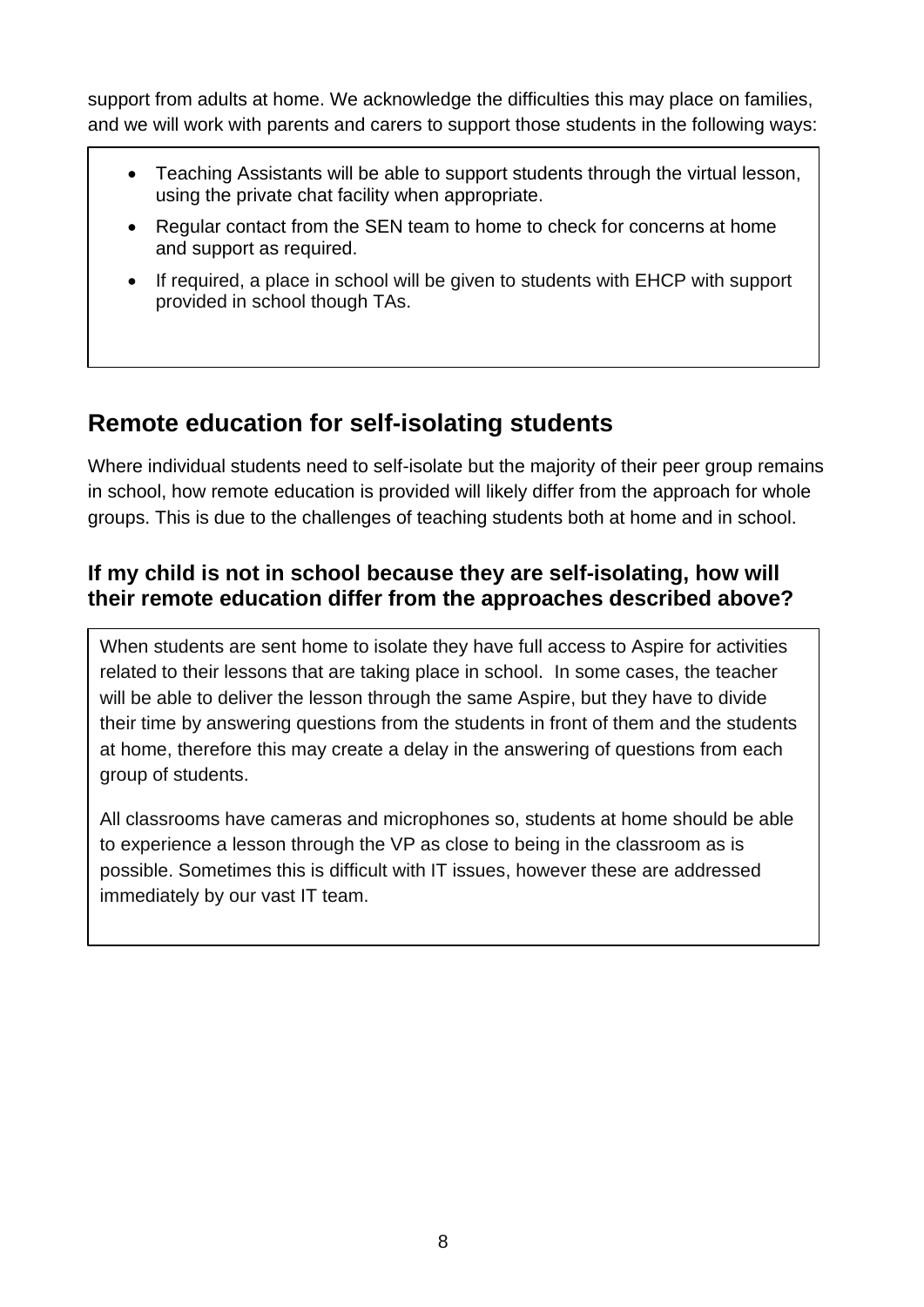support from adults at home. We acknowledge the difficulties this may place on families, and we will work with parents and carers to support those students in the following ways:

- Teaching Assistants will be able to support students through the virtual lesson, using the private chat facility when appropriate.
- Regular contact from the SEN team to home to check for concerns at home and support as required.
- If required, a place in school will be given to students with EHCP with support provided in school though TAs.

## Remote education for self-isolating students

Where individual students need to self-isolate but the majority of their peer group remains in school, how remote education is provided will likely differ from the approach for whole groups. This is due to the challenges of teaching students both at home and in school.

### If my child is not in school because they are self-isolating, how will their remote education differ from the approaches described above?

When students are sent home to isolate they have full access to Aspire for activities related to their lessons that are taking place in school. In some cases, the teacher will be able to deliver the lesson through the same Aspire, but they have to divide their time by answering questions from the students in front of them and the students at home, therefore this may create a delay in the answering of questions from each group of students.

All classrooms have cameras and microphones so, students at home should be able to experience a lesson through the VP as close to being in the classroom as is possible. Sometimes this is difficult with IT issues, however these are addressed immediately by our vast IT team.